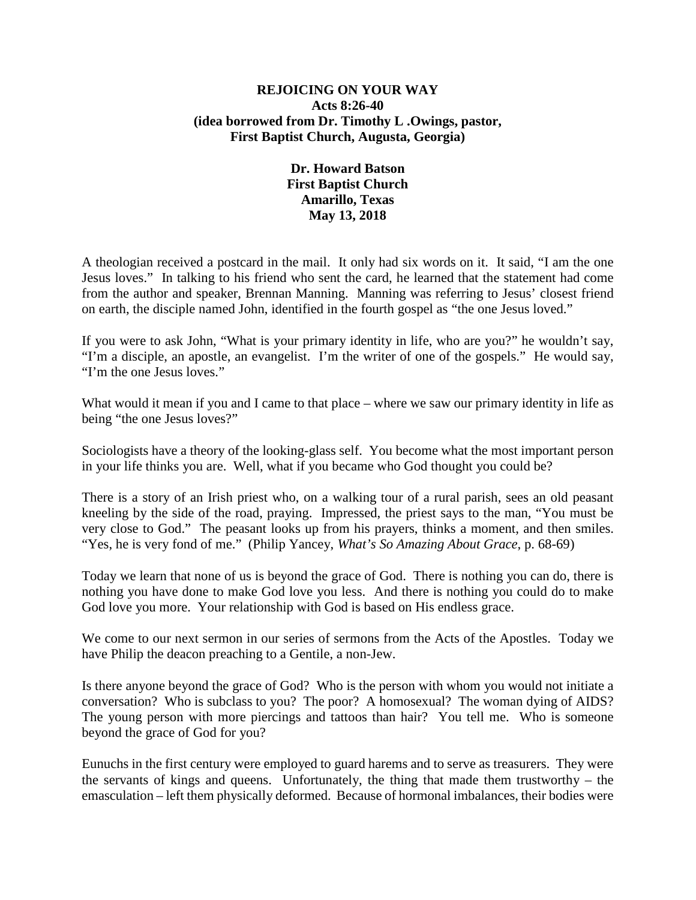# REJOICING ON YOUR WAY

**Acts 8:26-40**
**(idea borrowed from Dr. Timothy L .Owings, pastor, First Baptist Church, Augusta, Georgia)**

**Dr. Howard Batson**
**First Baptist Church**
**Amarillo, Texas**
**May 13, 2018**

A theologian received a postcard in the mail. It only had six words on it. It said, "I am the one Jesus loves." In talking to his friend who sent the card, he learned that the statement had come from the author and speaker, Brennan Manning. Manning was referring to Jesus' closest friend on earth, the disciple named John, identified in the fourth gospel as "the one Jesus loved."

If you were to ask John, "What is your primary identity in life, who are you?" he wouldn't say, "I'm a disciple, an apostle, an evangelist. I'm the writer of one of the gospels." He would say, "I'm the one Jesus loves."

What would it mean if you and I came to that place – where we saw our primary identity in life as being "the one Jesus loves?"

Sociologists have a theory of the looking-glass self. You become what the most important person in your life thinks you are. Well, what if you became who God thought you could be?

There is a story of an Irish priest who, on a walking tour of a rural parish, sees an old peasant kneeling by the side of the road, praying. Impressed, the priest says to the man, "You must be very close to God." The peasant looks up from his prayers, thinks a moment, and then smiles. "Yes, he is very fond of me." (Philip Yancey, *What's So Amazing About Grace*, p. 68-69)

Today we learn that none of us is beyond the grace of God. There is nothing you can do, there is nothing you have done to make God love you less. And there is nothing you could do to make God love you more. Your relationship with God is based on His endless grace.

We come to our next sermon in our series of sermons from the Acts of the Apostles. Today we have Philip the deacon preaching to a Gentile, a non-Jew.

Is there anyone beyond the grace of God? Who is the person with whom you would not initiate a conversation? Who is subclass to you? The poor? A homosexual? The woman dying of AIDS? The young person with more piercings and tattoos than hair? You tell me. Who is someone beyond the grace of God for you?

Eunuchs in the first century were employed to guard harems and to serve as treasurers. They were the servants of kings and queens. Unfortunately, the thing that made them trustworthy – the emasculation – left them physically deformed. Because of hormonal imbalances, their bodies were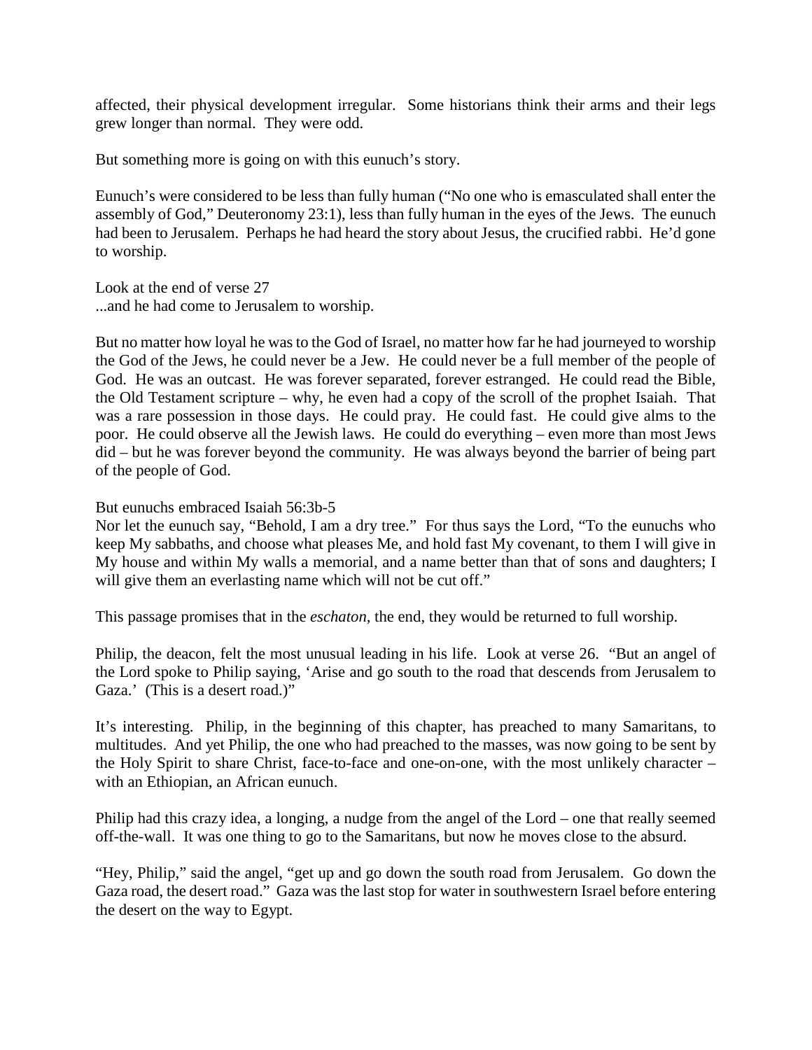affected, their physical development irregular. Some historians think their arms and their legs grew longer than normal. They were odd.

But something more is going on with this eunuch's story.

Eunuch's were considered to be less than fully human ("No one who is emasculated shall enter the assembly of God," Deuteronomy 23:1), less than fully human in the eyes of the Jews. The eunuch had been to Jerusalem. Perhaps he had heard the story about Jesus, the crucified rabbi. He'd gone to worship.

Look at the end of verse 27
...and he had come to Jerusalem to worship.

But no matter how loyal he was to the God of Israel, no matter how far he had journeyed to worship the God of the Jews, he could never be a Jew. He could never be a full member of the people of God. He was an outcast. He was forever separated, forever estranged. He could read the Bible, the Old Testament scripture – why, he even had a copy of the scroll of the prophet Isaiah. That was a rare possession in those days. He could pray. He could fast. He could give alms to the poor. He could observe all the Jewish laws. He could do everything – even more than most Jews did – but he was forever beyond the community. He was always beyond the barrier of being part of the people of God.

But eunuchs embraced Isaiah 56:3b-5
Nor let the eunuch say, "Behold, I am a dry tree." For thus says the Lord, "To the eunuchs who keep My sabbaths, and choose what pleases Me, and hold fast My covenant, to them I will give in My house and within My walls a memorial, and a name better than that of sons and daughters; I will give them an everlasting name which will not be cut off."

This passage promises that in the *eschaton*, the end, they would be returned to full worship.

Philip, the deacon, felt the most unusual leading in his life. Look at verse 26. "But an angel of the Lord spoke to Philip saying, 'Arise and go south to the road that descends from Jerusalem to Gaza.' (This is a desert road.)"

It's interesting. Philip, in the beginning of this chapter, has preached to many Samaritans, to multitudes. And yet Philip, the one who had preached to the masses, was now going to be sent by the Holy Spirit to share Christ, face-to-face and one-on-one, with the most unlikely character – with an Ethiopian, an African eunuch.

Philip had this crazy idea, a longing, a nudge from the angel of the Lord – one that really seemed off-the-wall. It was one thing to go to the Samaritans, but now he moves close to the absurd.

"Hey, Philip," said the angel, "get up and go down the south road from Jerusalem. Go down the Gaza road, the desert road." Gaza was the last stop for water in southwestern Israel before entering the desert on the way to Egypt.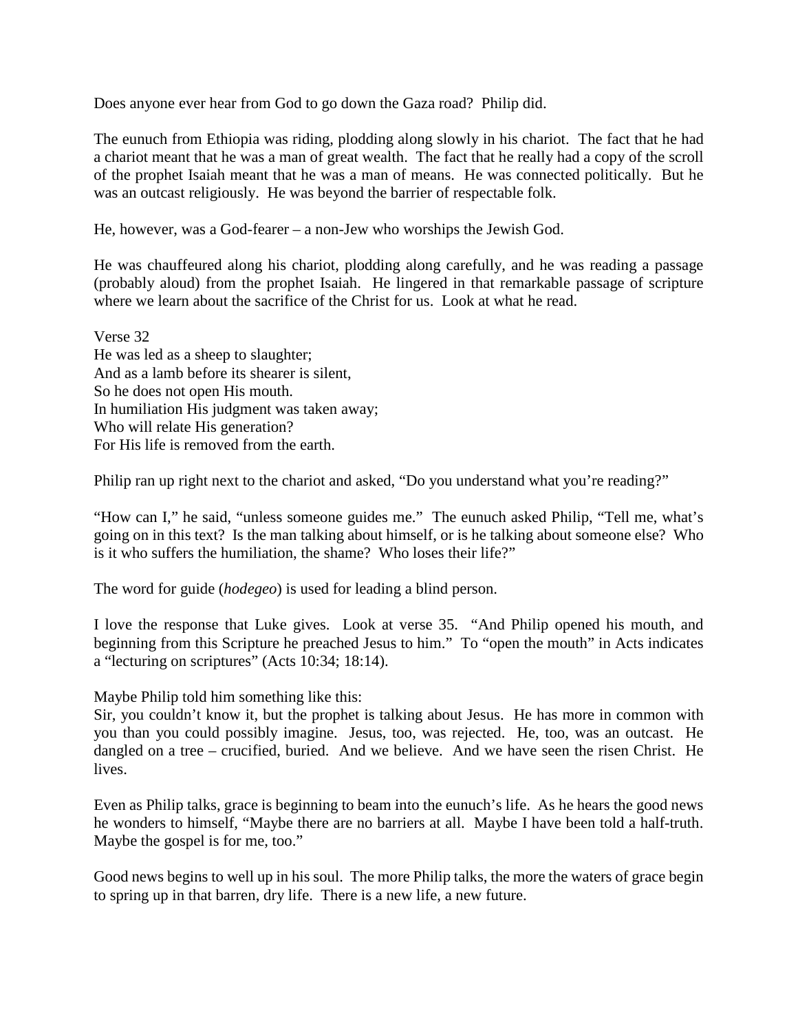Does anyone ever hear from God to go down the Gaza road? Philip did.

The eunuch from Ethiopia was riding, plodding along slowly in his chariot. The fact that he had a chariot meant that he was a man of great wealth. The fact that he really had a copy of the scroll of the prophet Isaiah meant that he was a man of means. He was connected politically. But he was an outcast religiously. He was beyond the barrier of respectable folk.

He, however, was a God-fearer – a non-Jew who worships the Jewish God.

He was chauffeured along his chariot, plodding along carefully, and he was reading a passage (probably aloud) from the prophet Isaiah. He lingered in that remarkable passage of scripture where we learn about the sacrifice of the Christ for us. Look at what he read.

Verse 32
He was led as a sheep to slaughter;
And as a lamb before its shearer is silent,
So he does not open His mouth.
In humiliation His judgment was taken away;
Who will relate His generation?
For His life is removed from the earth.

Philip ran up right next to the chariot and asked, "Do you understand what you're reading?"

"How can I," he said, "unless someone guides me." The eunuch asked Philip, "Tell me, what's going on in this text? Is the man talking about himself, or is he talking about someone else? Who is it who suffers the humiliation, the shame? Who loses their life?"

The word for guide (*hodegeo*) is used for leading a blind person.

I love the response that Luke gives. Look at verse 35. "And Philip opened his mouth, and beginning from this Scripture he preached Jesus to him." To "open the mouth" in Acts indicates a "lecturing on scriptures" (Acts 10:34; 18:14).

Maybe Philip told him something like this:
Sir, you couldn't know it, but the prophet is talking about Jesus. He has more in common with you than you could possibly imagine. Jesus, too, was rejected. He, too, was an outcast. He dangled on a tree – crucified, buried. And we believe. And we have seen the risen Christ. He lives.

Even as Philip talks, grace is beginning to beam into the eunuch's life. As he hears the good news he wonders to himself, "Maybe there are no barriers at all. Maybe I have been told a half-truth. Maybe the gospel is for me, too."

Good news begins to well up in his soul. The more Philip talks, the more the waters of grace begin to spring up in that barren, dry life. There is a new life, a new future.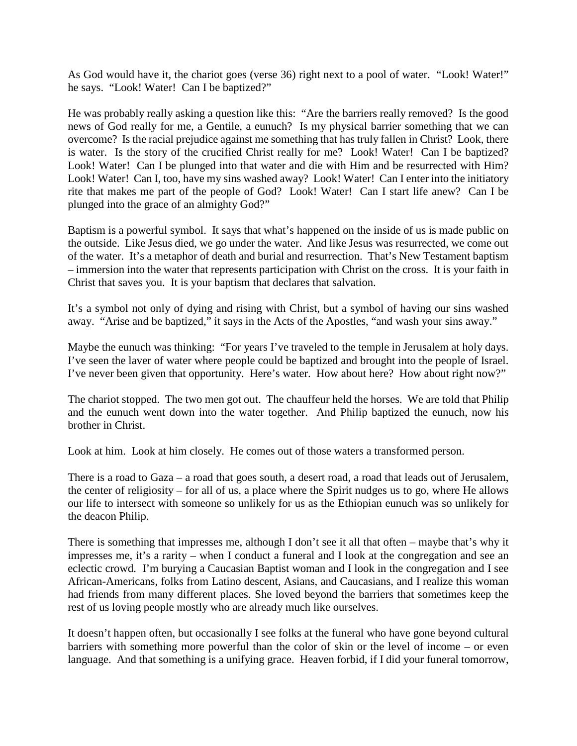As God would have it, the chariot goes (verse 36) right next to a pool of water. "Look! Water!" he says. "Look! Water! Can I be baptized?"

He was probably really asking a question like this: "Are the barriers really removed? Is the good news of God really for me, a Gentile, a eunuch? Is my physical barrier something that we can overcome? Is the racial prejudice against me something that has truly fallen in Christ? Look, there is water. Is the story of the crucified Christ really for me? Look! Water! Can I be baptized? Look! Water! Can I be plunged into that water and die with Him and be resurrected with Him? Look! Water! Can I, too, have my sins washed away? Look! Water! Can I enter into the initiatory rite that makes me part of the people of God? Look! Water! Can I start life anew? Can I be plunged into the grace of an almighty God?"

Baptism is a powerful symbol. It says that what's happened on the inside of us is made public on the outside. Like Jesus died, we go under the water. And like Jesus was resurrected, we come out of the water. It's a metaphor of death and burial and resurrection. That's New Testament baptism – immersion into the water that represents participation with Christ on the cross. It is your faith in Christ that saves you. It is your baptism that declares that salvation.

It's a symbol not only of dying and rising with Christ, but a symbol of having our sins washed away. "Arise and be baptized," it says in the Acts of the Apostles, "and wash your sins away."

Maybe the eunuch was thinking: "For years I've traveled to the temple in Jerusalem at holy days. I've seen the laver of water where people could be baptized and brought into the people of Israel. I've never been given that opportunity. Here's water. How about here? How about right now?"

The chariot stopped. The two men got out. The chauffeur held the horses. We are told that Philip and the eunuch went down into the water together. And Philip baptized the eunuch, now his brother in Christ.

Look at him. Look at him closely. He comes out of those waters a transformed person.

There is a road to Gaza – a road that goes south, a desert road, a road that leads out of Jerusalem, the center of religiosity – for all of us, a place where the Spirit nudges us to go, where He allows our life to intersect with someone so unlikely for us as the Ethiopian eunuch was so unlikely for the deacon Philip.

There is something that impresses me, although I don't see it all that often – maybe that's why it impresses me, it's a rarity – when I conduct a funeral and I look at the congregation and see an eclectic crowd. I'm burying a Caucasian Baptist woman and I look in the congregation and I see African-Americans, folks from Latino descent, Asians, and Caucasians, and I realize this woman had friends from many different places. She loved beyond the barriers that sometimes keep the rest of us loving people mostly who are already much like ourselves.

It doesn't happen often, but occasionally I see folks at the funeral who have gone beyond cultural barriers with something more powerful than the color of skin or the level of income – or even language. And that something is a unifying grace. Heaven forbid, if I did your funeral tomorrow,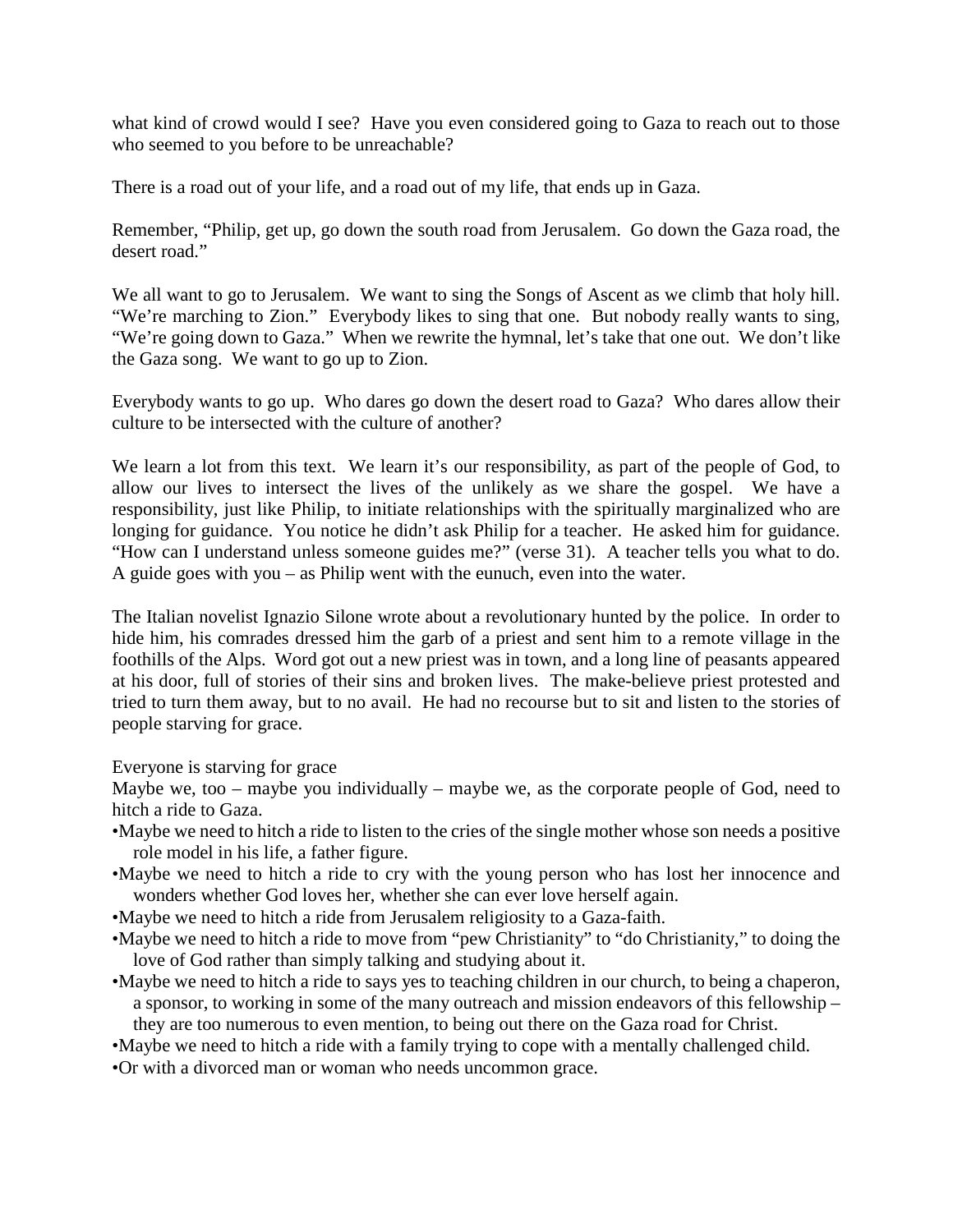what kind of crowd would I see? Have you even considered going to Gaza to reach out to those who seemed to you before to be unreachable?

There is a road out of your life, and a road out of my life, that ends up in Gaza.

Remember, "Philip, get up, go down the south road from Jerusalem. Go down the Gaza road, the desert road."

We all want to go to Jerusalem. We want to sing the Songs of Ascent as we climb that holy hill. "We're marching to Zion." Everybody likes to sing that one. But nobody really wants to sing, "We're going down to Gaza." When we rewrite the hymnal, let's take that one out. We don't like the Gaza song. We want to go up to Zion.

Everybody wants to go up. Who dares go down the desert road to Gaza? Who dares allow their culture to be intersected with the culture of another?

We learn a lot from this text. We learn it's our responsibility, as part of the people of God, to allow our lives to intersect the lives of the unlikely as we share the gospel. We have a responsibility, just like Philip, to initiate relationships with the spiritually marginalized who are longing for guidance. You notice he didn't ask Philip for a teacher. He asked him for guidance. "How can I understand unless someone guides me?" (verse 31). A teacher tells you what to do. A guide goes with you – as Philip went with the eunuch, even into the water.

The Italian novelist Ignazio Silone wrote about a revolutionary hunted by the police. In order to hide him, his comrades dressed him the garb of a priest and sent him to a remote village in the foothills of the Alps. Word got out a new priest was in town, and a long line of peasants appeared at his door, full of stories of their sins and broken lives. The make-believe priest protested and tried to turn them away, but to no avail. He had no recourse but to sit and listen to the stories of people starving for grace.

Everyone is starving for grace

Maybe we, too – maybe you individually – maybe we, as the corporate people of God, need to hitch a ride to Gaza.

- Maybe we need to hitch a ride to listen to the cries of the single mother whose son needs a positive role model in his life, a father figure.
- Maybe we need to hitch a ride to cry with the young person who has lost her innocence and wonders whether God loves her, whether she can ever love herself again.
- Maybe we need to hitch a ride from Jerusalem religiosity to a Gaza-faith.
- Maybe we need to hitch a ride to move from "pew Christianity" to "do Christianity," to doing the love of God rather than simply talking and studying about it.
- Maybe we need to hitch a ride to says yes to teaching children in our church, to being a chaperon, a sponsor, to working in some of the many outreach and mission endeavors of this fellowship – they are too numerous to even mention, to being out there on the Gaza road for Christ.
- Maybe we need to hitch a ride with a family trying to cope with a mentally challenged child.
- Or with a divorced man or woman who needs uncommon grace.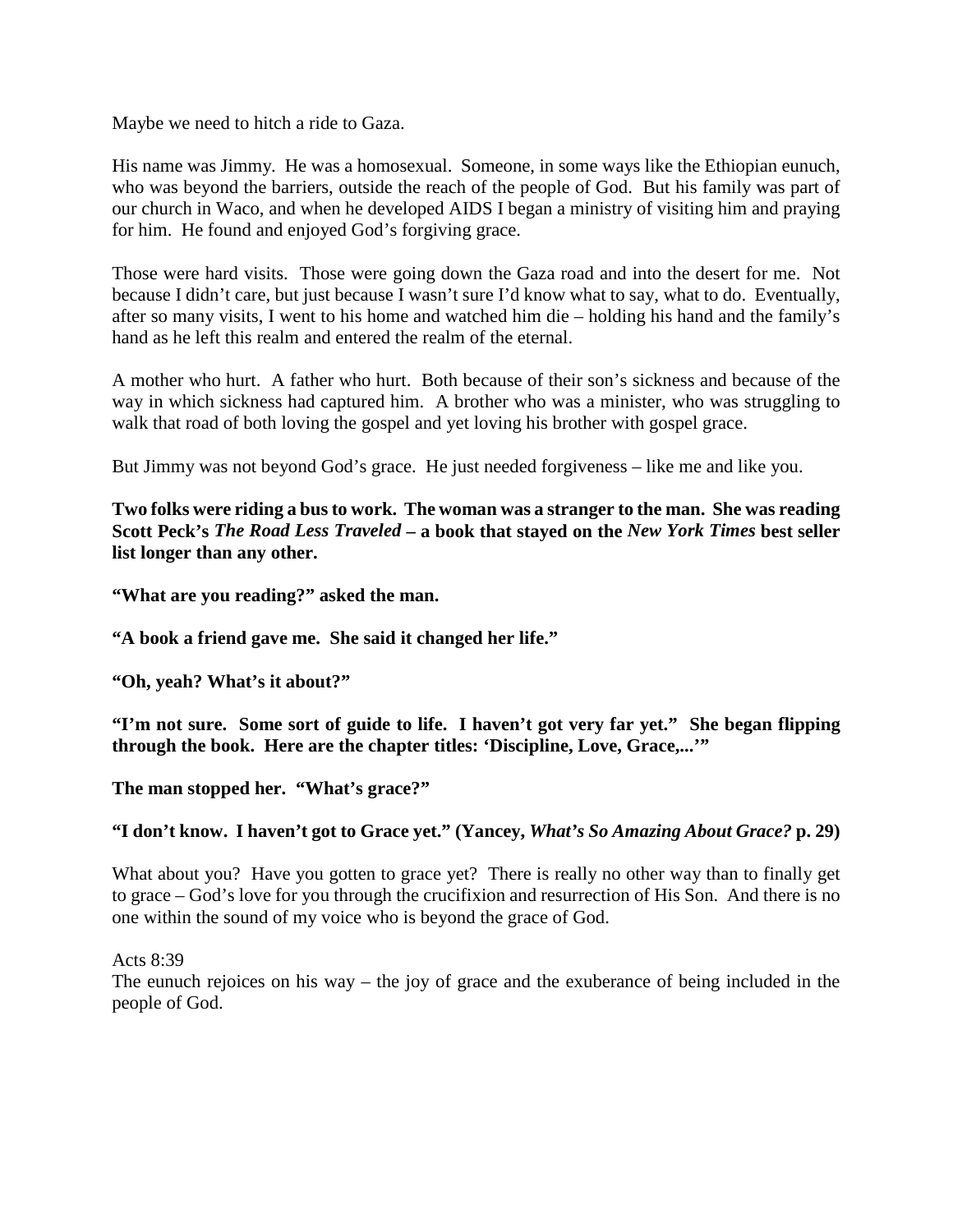Maybe we need to hitch a ride to Gaza.

His name was Jimmy. He was a homosexual. Someone, in some ways like the Ethiopian eunuch, who was beyond the barriers, outside the reach of the people of God. But his family was part of our church in Waco, and when he developed AIDS I began a ministry of visiting him and praying for him. He found and enjoyed God's forgiving grace.

Those were hard visits. Those were going down the Gaza road and into the desert for me. Not because I didn't care, but just because I wasn't sure I'd know what to say, what to do. Eventually, after so many visits, I went to his home and watched him die – holding his hand and the family's hand as he left this realm and entered the realm of the eternal.

A mother who hurt. A father who hurt. Both because of their son's sickness and because of the way in which sickness had captured him. A brother who was a minister, who was struggling to walk that road of both loving the gospel and yet loving his brother with gospel grace.

But Jimmy was not beyond God's grace. He just needed forgiveness – like me and like you.

**Two folks were riding a bus to work. The woman was a stranger to the man. She was reading Scott Peck's *The Road Less Traveled* – a book that stayed on the *New York Times* best seller list longer than any other.**

**"What are you reading?" asked the man.**

**"A book a friend gave me. She said it changed her life."**

**"Oh, yeah? What's it about?"**

**"I'm not sure. Some sort of guide to life. I haven't got very far yet." She began flipping through the book. Here are the chapter titles: 'Discipline, Love, Grace,...'"**

**The man stopped her. "What's grace?"**

**"I don't know. I haven't got to Grace yet." (Yancey, *What's So Amazing About Grace?* p. 29)**

What about you? Have you gotten to grace yet? There is really no other way than to finally get to grace – God's love for you through the crucifixion and resurrection of His Son. And there is no one within the sound of my voice who is beyond the grace of God.

Acts 8:39
The eunuch rejoices on his way – the joy of grace and the exuberance of being included in the people of God.